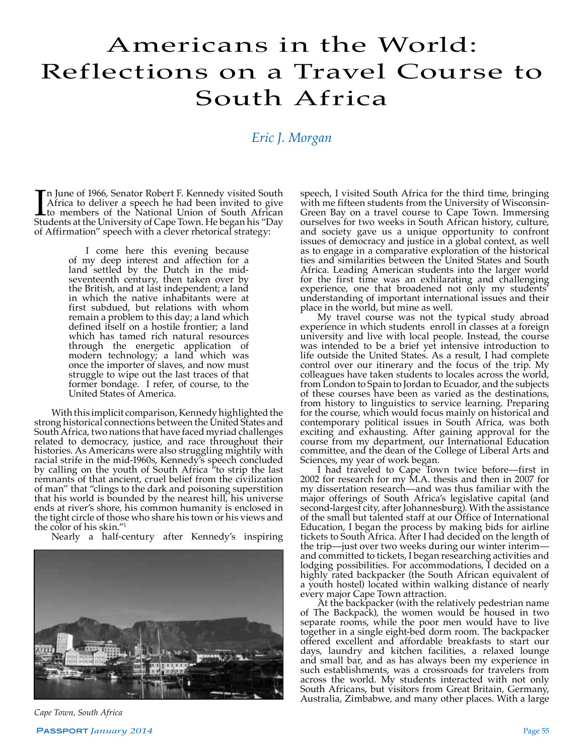# Americans in the World: Reflections on a Travel Course to South Africa

*Eric J. Morgan*

In June of 1966, Senator Robert F. Kennedy visited South Africa to deliver a speech he had been invited to give to members of the National Union of South African Students at the University of Cape Town. He began his "Day of Affirmation" speech with a clever rhetorical strategy:

> I come here this evening because of my deep interest and affection for a land settled by the Dutch in the mid-seventeenth century, then taken over by the British, and at last independent; a land in which the native inhabitants were at first subdued, but relations with whom remain a problem to this day; a land which defined itself on a hostile frontier; a land which has tamed rich natural resources through the energetic application of modern technology; a land which was once the importer of slaves, and now must struggle to wipe out the last traces of that former bondage. I refer, of course, to the United States of America.

With this implicit comparison, Kennedy highlighted the strong historical connections between the United States and South Africa, two nations that have faced myriad challenges related to democracy, justice, and race throughout their histories. As Americans were also struggling mightily with racial strife in the mid-1960s, Kennedy's speech concluded by calling on the youth of South Africa "to strip the last remnants of that ancient, cruel belief from the civilization of man" that "clings to the dark and poisoning superstition that his world is bounded by the nearest hill, his universe ends at river's shore, his common humanity is enclosed in the tight circle of those who share his town or his views and the color of his skin."[1]

Nearly a half-century after Kennedy's inspiring speech, I visited South Africa for the third time, bringing with me fifteen students from the University of Wisconsin-Green Bay on a travel course to Cape Town. Immersing ourselves for two weeks in South African history, culture, and society gave us a unique opportunity to confront issues of democracy and justice in a global context, as well as to engage in a comparative exploration of the historical ties and similarities between the United States and South Africa. Leading American students into the larger world for the first time was an exhilarating and challenging experience, one that broadened not only my students' understanding of important international issues and their place in the world, but mine as well.

My travel course was not the typical study abroad experience in which students enroll in classes at a foreign university and live with local people. Instead, the course was intended to be a brief yet intensive introduction to life outside the United States. As a result, I had complete control over our itinerary and the focus of the trip. My colleagues have taken students to locales across the world, from London to Spain to Jordan to Ecuador, and the subjects of these courses have been as varied as the destinations, from history to linguistics to service learning. Preparing for the course, which would focus mainly on historical and contemporary political issues in South Africa, was both exciting and exhausting. After gaining approval for the course from my department, our International Education committee, and the dean of the College of Liberal Arts and Sciences, my year of work began.

I had traveled to Cape Town twice before—first in 2002 for research for my M.A. thesis and then in 2007 for my dissertation research—and was thus familiar with the major offerings of South Africa's legislative capital (and second-largest city, after Johannesburg). With the assistance of the small but talented staff at our Office of International Education, I began the process by making bids for airline tickets to South Africa. After I had decided on the length of the trip—just over two weeks during our winter interim—and committed to tickets, I began researching activities and lodging possibilities. For accommodations, I decided on a highly rated backpacker (the South African equivalent of a youth hostel) located within walking distance of nearly every major Cape Town attraction.

At the backpacker (with the relatively pedestrian name of The Backpack), the women would be housed in two separate rooms, while the poor men would have to live together in a single eight-bed dorm room. The backpacker offered excellent and affordable breakfasts to start our days, laundry and kitchen facilities, a relaxed lounge and small bar, and as has always been my experience in such establishments, was a crossroads for travelers from across the world. My students interacted with not only South Africans, but visitors from Great Britain, Germany, Australia, Zimbabwe, and many other places. With a large

*Cape Town, South Africa*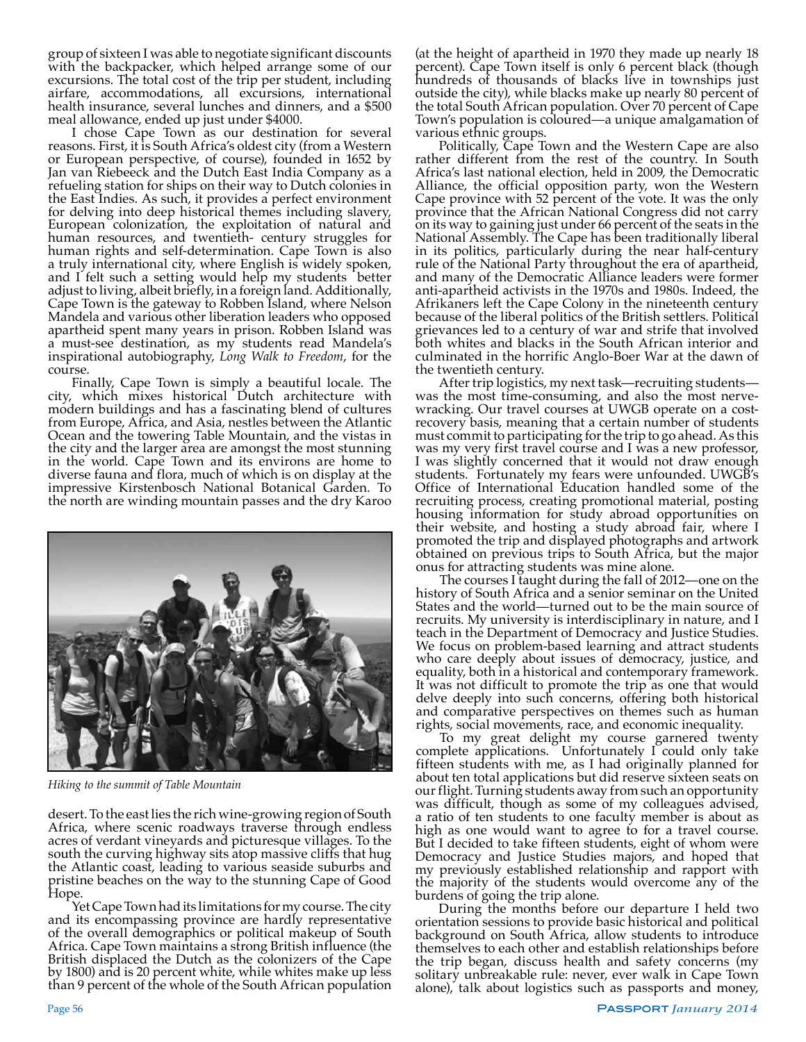group of sixteen I was able to negotiate significant discounts with the backpacker, which helped arrange some of our excursions. The total cost of the trip per student, including airfare, accommodations, all excursions, international health insurance, several lunches and dinners, and a $500 meal allowance, ended up just under $4000.

I chose Cape Town as our destination for several reasons. First, it is South Africa's oldest city (from a Western or European perspective, of course), founded in 1652 by Jan van Riebeeck and the Dutch East India Company as a refueling station for ships on their way to Dutch colonies in the East Indies. As such, it provides a perfect environment for delving into deep historical themes including slavery, European colonization, the exploitation of natural and human resources, and twentieth- century struggles for human rights and self-determination. Cape Town is also a truly international city, where English is widely spoken, and I felt such a setting would help my students better adjust to living, albeit briefly, in a foreign land. Additionally, Cape Town is the gateway to Robben Island, where Nelson Mandela and various other liberation leaders who opposed apartheid spent many years in prison. Robben Island was a must-see destination, as my students read Mandela's inspirational autobiography, *Long Walk to Freedom*, for the course.

Finally, Cape Town is simply a beautiful locale. The city, which mixes historical Dutch architecture with modern buildings and has a fascinating blend of cultures from Europe, Africa, and Asia, nestles between the Atlantic Ocean and the towering Table Mountain, and the vistas in the city and the larger area are amongst the most stunning in the world. Cape Town and its environs are home to diverse fauna and flora, much of which is on display at the impressive Kirstenbosch National Botanical Garden. To the north are winding mountain passes and the dry Karoo desert. To the east lies the rich wine-growing region of South Africa, where scenic roadways traverse through endless acres of verdant vineyards and picturesque villages. To the south the curving highway sits atop massive cliffs that hug the Atlantic coast, leading to various seaside suburbs and pristine beaches on the way to the stunning Cape of Good Hope.

*Hiking to the summit of Table Mountain*

Yet Cape Town had its limitations for my course. The city and its encompassing province are hardly representative of the overall demographics or political makeup of South Africa. Cape Town maintains a strong British influence (the British displaced the Dutch as the colonizers of the Cape by 1800) and is 20 percent white, while whites make up less than 9 percent of the whole of the South African population (at the height of apartheid in 1970 they made up nearly 18 percent). Cape Town itself is only 6 percent black (though hundreds of thousands of blacks live in townships just outside the city), while blacks make up nearly 80 percent of the total South African population. Over 70 percent of Cape Town's population is coloured—a unique amalgamation of various ethnic groups.

Politically, Cape Town and the Western Cape are also rather different from the rest of the country. In South Africa's last national election, held in 2009, the Democratic Alliance, the official opposition party, won the Western Cape province with 52 percent of the vote. It was the only province that the African National Congress did not carry on its way to gaining just under 66 percent of the seats in the National Assembly. The Cape has been traditionally liberal in its politics, particularly during the near half-century rule of the National Party throughout the era of apartheid, and many of the Democratic Alliance leaders were former anti-apartheid activists in the 1970s and 1980s. Indeed, the Afrikaners left the Cape Colony in the nineteenth century because of the liberal politics of the British settlers. Political grievances led to a century of war and strife that involved both whites and blacks in the South African interior and culminated in the horrific Anglo-Boer War at the dawn of the twentieth century.

After trip logistics, my next task—recruiting students—was the most time-consuming, and also the most nerve-wracking. Our travel courses at UWGB operate on a cost-recovery basis, meaning that a certain number of students must commit to participating for the trip to go ahead. As this was my very first travel course and I was a new professor, I was slightly concerned that it would not draw enough students. Fortunately my fears were unfounded. UWGB's Office of International Education handled some of the recruiting process, creating promotional material, posting housing information for study abroad opportunities on their website, and hosting a study abroad fair, where I promoted the trip and displayed photographs and artwork obtained on previous trips to South Africa, but the major onus for attracting students was mine alone.

The courses I taught during the fall of 2012—one on the history of South Africa and a senior seminar on the United States and the world—turned out to be the main source of recruits. My university is interdisciplinary in nature, and I teach in the Department of Democracy and Justice Studies. We focus on problem-based learning and attract students who care deeply about issues of democracy, justice, and equality, both in a historical and contemporary framework. It was not difficult to promote the trip as one that would delve deeply into such concerns, offering both historical and comparative perspectives on themes such as human rights, social movements, race, and economic inequality.

To my great delight my course garnered twenty complete applications. Unfortunately I could only take fifteen students with me, as I had originally planned for about ten total applications but did reserve sixteen seats on our flight. Turning students away from such an opportunity was difficult, though as some of my colleagues advised, a ratio of ten students to one faculty member is about as high as one would want to agree to for a travel course. But I decided to take fifteen students, eight of whom were Democracy and Justice Studies majors, and hoped that my previously established relationship and rapport with the majority of the students would overcome any of the burdens of going the trip alone.

During the months before our departure I held two orientation sessions to provide basic historical and political background on South Africa, allow students to introduce themselves to each other and establish relationships before the trip began, discuss health and safety concerns (my solitary unbreakable rule: never, ever walk in Cape Town alone), talk about logistics such as passports and money,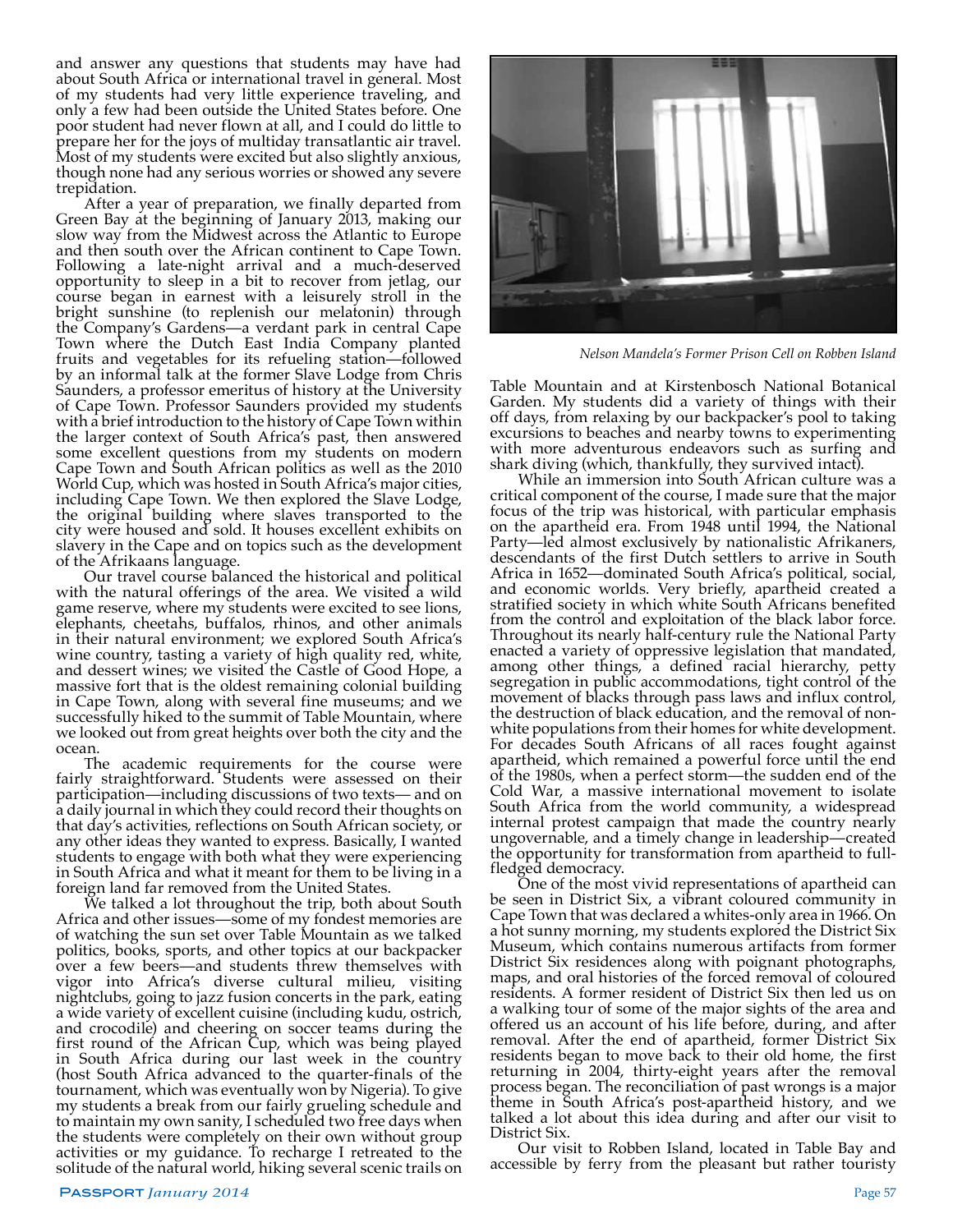and answer any questions that students may have had about South Africa or international travel in general. Most of my students had very little experience traveling, and only a few had been outside the United States before. One poor student had never flown at all, and I could do little to prepare her for the joys of multiday transatlantic air travel. Most of my students were excited but also slightly anxious, though none had any serious worries or showed any severe trepidation.

After a year of preparation, we finally departed from Green Bay at the beginning of January 2013, making our slow way from the Midwest across the Atlantic to Europe and then south over the African continent to Cape Town. Following a late-night arrival and a much-deserved opportunity to sleep in a bit to recover from jetlag, our course began in earnest with a leisurely stroll in the bright sunshine (to replenish our melatonin) through the Company's Gardens—a verdant park in central Cape Town where the Dutch East India Company planted fruits and vegetables for its refueling station—followed by an informal talk at the former Slave Lodge from Chris Saunders, a professor emeritus of history at the University of Cape Town. Professor Saunders provided my students with a brief introduction to the history of Cape Town within the larger context of South Africa's past, then answered some excellent questions from my students on modern Cape Town and South African politics as well as the 2010 World Cup, which was hosted in South Africa's major cities, including Cape Town. We then explored the Slave Lodge, the original building where slaves transported to the city were housed and sold. It houses excellent exhibits on slavery in the Cape and on topics such as the development of the Afrikaans language.

Our travel course balanced the historical and political with the natural offerings of the area. We visited a wild game reserve, where my students were excited to see lions, elephants, cheetahs, buffalos, rhinos, and other animals in their natural environment; we explored South Africa's wine country, tasting a variety of high quality red, white, and dessert wines; we visited the Castle of Good Hope, a massive fort that is the oldest remaining colonial building in Cape Town, along with several fine museums; and we successfully hiked to the summit of Table Mountain, where we looked out from great heights over both the city and the ocean.

The academic requirements for the course were fairly straightforward. Students were assessed on their participation—including discussions of two texts— and on a daily journal in which they could record their thoughts on that day's activities, reflections on South African society, or any other ideas they wanted to express. Basically, I wanted students to engage with both what they were experiencing in South Africa and what it meant for them to be living in a foreign land far removed from the United States.

We talked a lot throughout the trip, both about South Africa and other issues—some of my fondest memories are of watching the sun set over Table Mountain as we talked politics, books, sports, and other topics at our backpacker over a few beers—and students threw themselves with vigor into Africa's diverse cultural milieu, visiting nightclubs, going to jazz fusion concerts in the park, eating a wide variety of excellent cuisine (including kudu, ostrich, and crocodile) and cheering on soccer teams during the first round of the African Cup, which was being played in South Africa during our last week in the country (host South Africa advanced to the quarter-finals of the tournament, which was eventually won by Nigeria). To give my students a break from our fairly grueling schedule and to maintain my own sanity, I scheduled two free days when the students were completely on their own without group activities or my guidance. To recharge I retreated to the solitude of the natural world, hiking several scenic trails on Table Mountain and at Kirstenbosch National Botanical Garden. My students did a variety of things with their off days, from relaxing by our backpacker's pool to taking excursions to beaches and nearby towns to experimenting with more adventurous endeavors such as surfing and shark diving (which, thankfully, they survived intact).

*Nelson Mandela's Former Prison Cell on Robben Island*

While an immersion into South African culture was a critical component of the course, I made sure that the major focus of the trip was historical, with particular emphasis on the apartheid era. From 1948 until 1994, the National Party—led almost exclusively by nationalistic Afrikaners, descendants of the first Dutch settlers to arrive in South Africa in 1652—dominated South Africa's political, social, and economic worlds. Very briefly, apartheid created a stratified society in which white South Africans benefited from the control and exploitation of the black labor force. Throughout its nearly half-century rule the National Party enacted a variety of oppressive legislation that mandated, among other things, a defined racial hierarchy, petty segregation in public accommodations, tight control of the movement of blacks through pass laws and influx control, the destruction of black education, and the removal of non-white populations from their homes for white development. For decades South Africans of all races fought against apartheid, which remained a powerful force until the end of the 1980s, when a perfect storm—the sudden end of the Cold War, a massive international movement to isolate South Africa from the world community, a widespread internal protest campaign that made the country nearly ungovernable, and a timely change in leadership—created the opportunity for transformation from apartheid to full-fledged democracy.

One of the most vivid representations of apartheid can be seen in District Six, a vibrant coloured community in Cape Town that was declared a whites-only area in 1966. On a hot sunny morning, my students explored the District Six Museum, which contains numerous artifacts from former District Six residences along with poignant photographs, maps, and oral histories of the forced removal of coloured residents. A former resident of District Six then led us on a walking tour of some of the major sights of the area and offered us an account of his life before, during, and after removal. After the end of apartheid, former District Six residents began to move back to their old home, the first returning in 2004, thirty-eight years after the removal process began. The reconciliation of past wrongs is a major theme in South Africa's post-apartheid history, and we talked a lot about this idea during and after our visit to District Six.

Our visit to Robben Island, located in Table Bay and accessible by ferry from the pleasant but rather touristy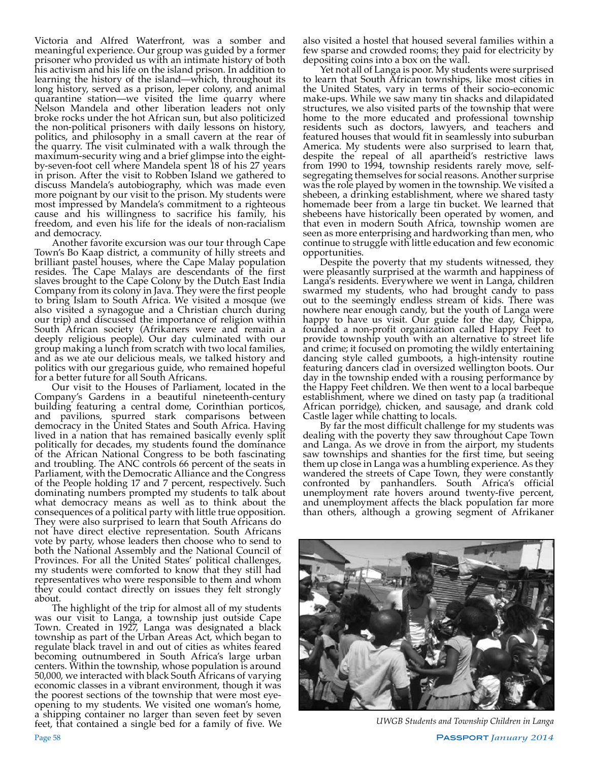Victoria and Alfred Waterfront, was a somber and meaningful experience. Our group was guided by a former prisoner who provided us with an intimate history of both his activism and his life on the island prison. In addition to learning the history of the island—which, throughout its long history, served as a prison, leper colony, and animal quarantine station—we visited the lime quarry where Nelson Mandela and other liberation leaders not only broke rocks under the hot African sun, but also politicized the non-political prisoners with daily lessons on history, politics, and philosophy in a small cavern at the rear of the quarry. The visit culminated with a walk through the maximum-security wing and a brief glimpse into the eight-by-seven-foot cell where Mandela spent 18 of his 27 years in prison. After the visit to Robben Island we gathered to discuss Mandela's autobiography, which was made even more poignant by our visit to the prison. My students were most impressed by Mandela's commitment to a righteous cause and his willingness to sacrifice his family, his freedom, and even his life for the ideals of non-racialism and democracy.

Another favorite excursion was our tour through Cape Town's Bo Kaap district, a community of hilly streets and brilliant pastel houses, where the Cape Malay population resides. The Cape Malays are descendants of the first slaves brought to the Cape Colony by the Dutch East India Company from its colony in Java. They were the first people to bring Islam to South Africa. We visited a mosque (we also visited a synagogue and a Christian church during our trip) and discussed the importance of religion within South African society (Afrikaners were and remain a deeply religious people). Our day culminated with our group making a lunch from scratch with two local families, and as we ate our delicious meals, we talked history and politics with our gregarious guide, who remained hopeful for a better future for all South Africans.

Our visit to the Houses of Parliament, located in the Company's Gardens in a beautiful nineteenth-century building featuring a central dome, Corinthian porticos, and pavilions, spurred stark comparisons between democracy in the United States and South Africa. Having lived in a nation that has remained basically evenly split politically for decades, my students found the dominance of the African National Congress to be both fascinating and troubling. The ANC controls 66 percent of the seats in Parliament, with the Democratic Alliance and the Congress of the People holding 17 and 7 percent, respectively. Such dominating numbers prompted my students to talk about what democracy means as well as to think about the consequences of a political party with little true opposition. They were also surprised to learn that South Africans do not have direct elective representation. South Africans vote by party, whose leaders then choose who to send to both the National Assembly and the National Council of Provinces. For all the United States' political challenges, my students were comforted to know that they still had representatives who were responsible to them and whom they could contact directly on issues they felt strongly about.

The highlight of the trip for almost all of my students was our visit to Langa, a township just outside Cape Town. Created in 1927, Langa was designated a black township as part of the Urban Areas Act, which began to regulate black travel in and out of cities as whites feared becoming outnumbered in South Africa's large urban centers. Within the township, whose population is around 50,000, we interacted with black South Africans of varying economic classes in a vibrant environment, though it was the poorest sections of the township that were most eye-opening to my students. We visited one woman's home, a shipping container no larger than seven feet by seven feet, that contained a single bed for a family of five. We also visited a hostel that housed several families within a few sparse and crowded rooms; they paid for electricity by depositing coins into a box on the wall.

Yet not all of Langa is poor. My students were surprised to learn that South African townships, like most cities in the United States, vary in terms of their socio-economic make-ups. While we saw many tin shacks and dilapidated structures, we also visited parts of the township that were home to the more educated and professional township residents such as doctors, lawyers, and teachers and featured houses that would fit in seamlessly into suburban America. My students were also surprised to learn that, despite the repeal of all apartheid's restrictive laws from 1990 to 1994, township residents rarely move, self-segregating themselves for social reasons. Another surprise was the role played by women in the township. We visited a shebeen, a drinking establishment, where we shared tasty homemade beer from a large tin bucket. We learned that shebeens have historically been operated by women, and that even in modern South Africa, township women are seen as more enterprising and hardworking than men, who continue to struggle with little education and few economic opportunities.

Despite the poverty that my students witnessed, they were pleasantly surprised at the warmth and happiness of Langa's residents. Everywhere we went in Langa, children swarmed my students, who had brought candy to pass out to the seemingly endless stream of kids. There was nowhere near enough candy, but the youth of Langa were happy to have us visit. Our guide for the day, Chippa, founded a non-profit organization called Happy Feet to provide township youth with an alternative to street life and crime; it focused on promoting the wildly entertaining dancing style called gumboots, a high-intensity routine featuring dancers clad in oversized wellington boots. Our day in the township ended with a rousing performance by the Happy Feet children. We then went to a local barbeque establishment, where we dined on tasty pap (a traditional African porridge), chicken, and sausage, and drank cold Castle lager while chatting to locals.

By far the most difficult challenge for my students was dealing with the poverty they saw throughout Cape Town and Langa. As we drove in from the airport, my students saw townships and shanties for the first time, but seeing them up close in Langa was a humbling experience. As they wandered the streets of Cape Town, they were constantly confronted by panhandlers. South Africa's official unemployment rate hovers around twenty-five percent, and unemployment affects the black population far more than others, although a growing segment of Afrikaner

*UWGB Students and Township Children in Langa*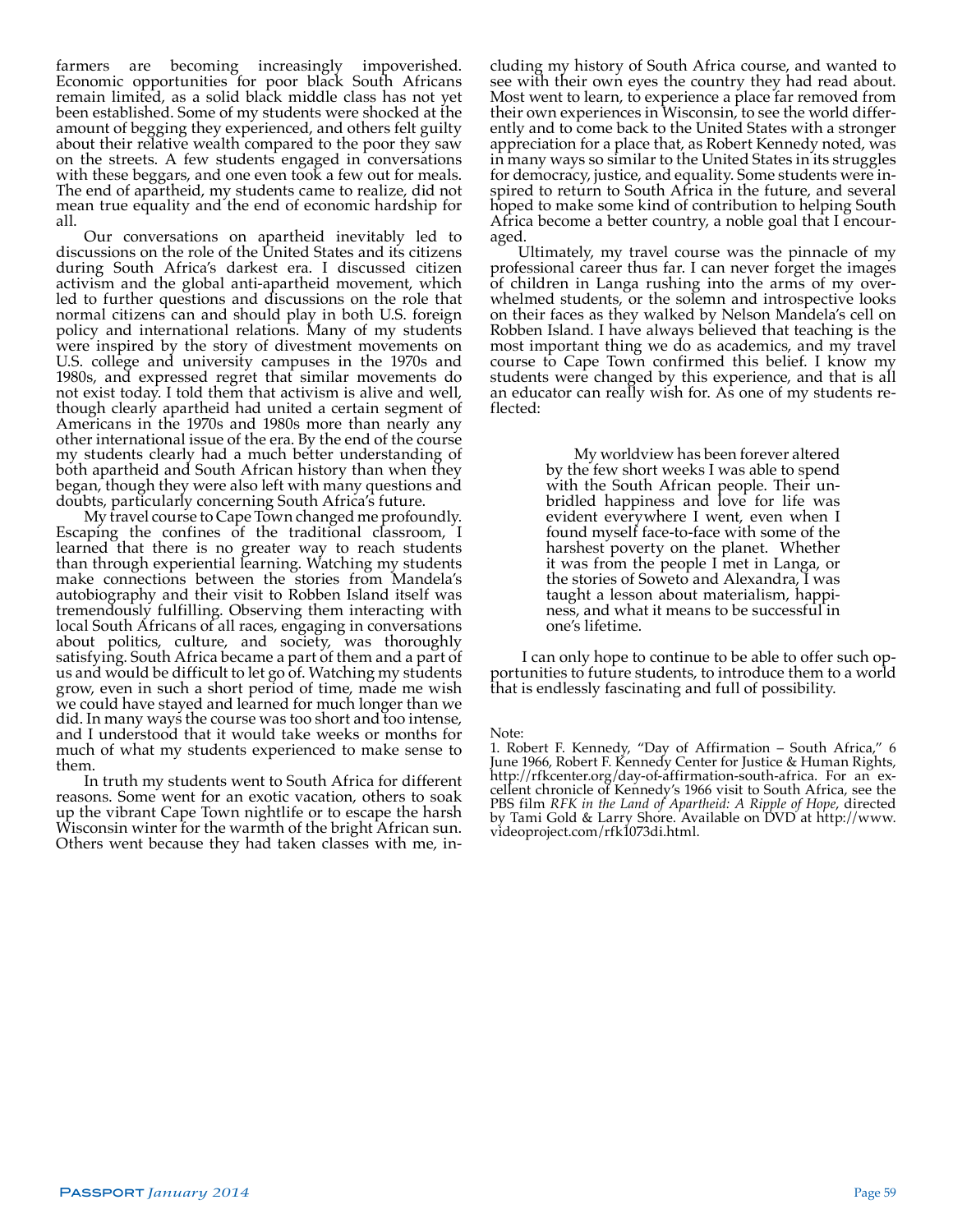farmers are becoming increasingly impoverished. Economic opportunities for poor black South Africans remain limited, as a solid black middle class has not yet been established. Some of my students were shocked at the amount of begging they experienced, and others felt guilty about their relative wealth compared to the poor they saw on the streets. A few students engaged in conversations with these beggars, and one even took a few out for meals. The end of apartheid, my students came to realize, did not mean true equality and the end of economic hardship for all.

Our conversations on apartheid inevitably led to discussions on the role of the United States and its citizens during South Africa's darkest era. I discussed citizen activism and the global anti-apartheid movement, which led to further questions and discussions on the role that normal citizens can and should play in both U.S. foreign policy and international relations. Many of my students were inspired by the story of divestment movements on U.S. college and university campuses in the 1970s and 1980s, and expressed regret that similar movements do not exist today. I told them that activism is alive and well, though clearly apartheid had united a certain segment of Americans in the 1970s and 1980s more than nearly any other international issue of the era. By the end of the course my students clearly had a much better understanding of both apartheid and South African history than when they began, though they were also left with many questions and doubts, particularly concerning South Africa's future.

My travel course to Cape Town changed me profoundly. Escaping the confines of the traditional classroom, I learned that there is no greater way to reach students than through experiential learning. Watching my students make connections between the stories from Mandela's autobiography and their visit to Robben Island itself was tremendously fulfilling. Observing them interacting with local South Africans of all races, engaging in conversations about politics, culture, and society, was thoroughly satisfying. South Africa became a part of them and a part of us and would be difficult to let go of. Watching my students grow, even in such a short period of time, made me wish we could have stayed and learned for much longer than we did. In many ways the course was too short and too intense, and I understood that it would take weeks or months for much of what my students experienced to make sense to them.

In truth my students went to South Africa for different reasons. Some went for an exotic vacation, others to soak up the vibrant Cape Town nightlife or to escape the harsh Wisconsin winter for the warmth of the bright African sun. Others went because they had taken classes with me, including my history of South Africa course, and wanted to see with their own eyes the country they had read about. Most went to learn, to experience a place far removed from their own experiences in Wisconsin, to see the world differently and to come back to the United States with a stronger appreciation for a place that, as Robert Kennedy noted, was in many ways so similar to the United States in its struggles for democracy, justice, and equality. Some students were inspired to return to South Africa in the future, and several hoped to make some kind of contribution to helping South Africa become a better country, a noble goal that I encouraged.

Ultimately, my travel course was the pinnacle of my professional career thus far. I can never forget the images of children in Langa rushing into the arms of my overwhelmed students, or the solemn and introspective looks on their faces as they walked by Nelson Mandela's cell on Robben Island. I have always believed that teaching is the most important thing we do as academics, and my travel course to Cape Town confirmed this belief. I know my students were changed by this experience, and that is all an educator can really wish for. As one of my students reflected:

> My worldview has been forever altered by the few short weeks I was able to spend with the South African people. Their unbridled happiness and love for life was evident everywhere I went, even when I found myself face-to-face with some of the harshest poverty on the planet. Whether it was from the people I met in Langa, or the stories of Soweto and Alexandra, I was taught a lesson about materialism, happiness, and what it means to be successful in one's lifetime.

I can only hope to continue to be able to offer such opportunities to future students, to introduce them to a world that is endlessly fascinating and full of possibility.

Note:

1. Robert F. Kennedy, "Day of Affirmation – South Africa," 6 June 1966, Robert F. Kennedy Center for Justice & Human Rights, http://rfkcenter.org/day-of-affirmation-south-africa. For an excellent chronicle of Kennedy's 1966 visit to South Africa, see the PBS film *RFK in the Land of Apartheid: A Ripple of Hope*, directed by Tami Gold & Larry Shore. Available on DVD at http://www.videoproject.com/rfk1073di.html.